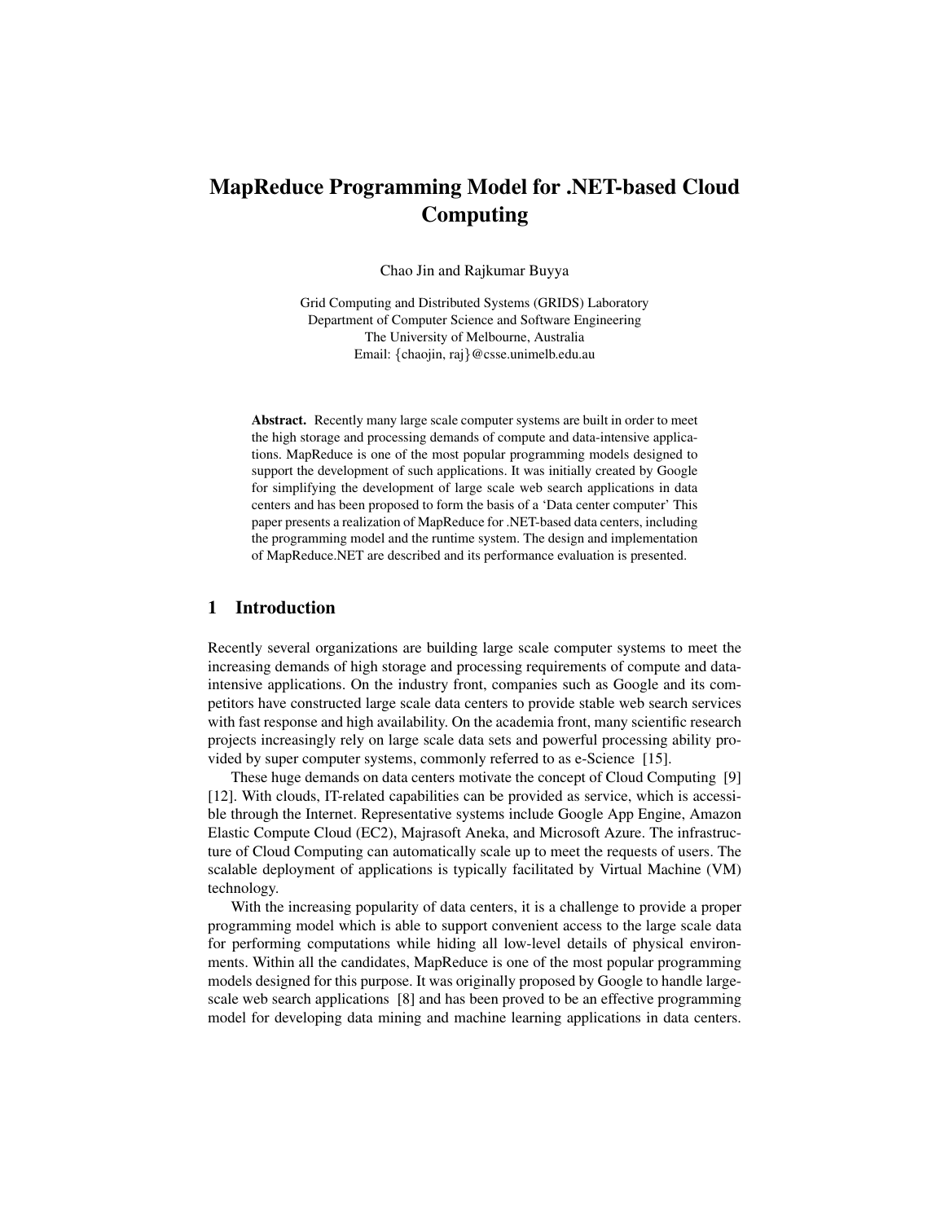# MapReduce Programming Model for .NET-based Cloud Computing

Chao Jin and Rajkumar Buyya

Grid Computing and Distributed Systems (GRIDS) Laboratory
Department of Computer Science and Software Engineering
The University of Melbourne, Australia
Email: {chaojin, raj}@csse.unimelb.edu.au

**Abstract.** Recently many large scale computer systems are built in order to meet the high storage and processing demands of compute and data-intensive applications. MapReduce is one of the most popular programming models designed to support the development of such applications. It was initially created by Google for simplifying the development of large scale web search applications in data centers and has been proposed to form the basis of a 'Data center computer' This paper presents a realization of MapReduce for .NET-based data centers, including the programming model and the runtime system. The design and implementation of MapReduce.NET are described and its performance evaluation is presented.

## 1 Introduction

Recently several organizations are building large scale computer systems to meet the increasing demands of high storage and processing requirements of compute and data-intensive applications. On the industry front, companies such as Google and its competitors have constructed large scale data centers to provide stable web search services with fast response and high availability. On the academia front, many scientific research projects increasingly rely on large scale data sets and powerful processing ability provided by super computer systems, commonly referred to as e-Science [15].

These huge demands on data centers motivate the concept of Cloud Computing [9] [12]. With clouds, IT-related capabilities can be provided as service, which is accessible through the Internet. Representative systems include Google App Engine, Amazon Elastic Compute Cloud (EC2), Majrasoft Aneka, and Microsoft Azure. The infrastructure of Cloud Computing can automatically scale up to meet the requests of users. The scalable deployment of applications is typically facilitated by Virtual Machine (VM) technology.

With the increasing popularity of data centers, it is a challenge to provide a proper programming model which is able to support convenient access to the large scale data for performing computations while hiding all low-level details of physical environments. Within all the candidates, MapReduce is one of the most popular programming models designed for this purpose. It was originally proposed by Google to handle large-scale web search applications [8] and has been proved to be an effective programming model for developing data mining and machine learning applications in data centers.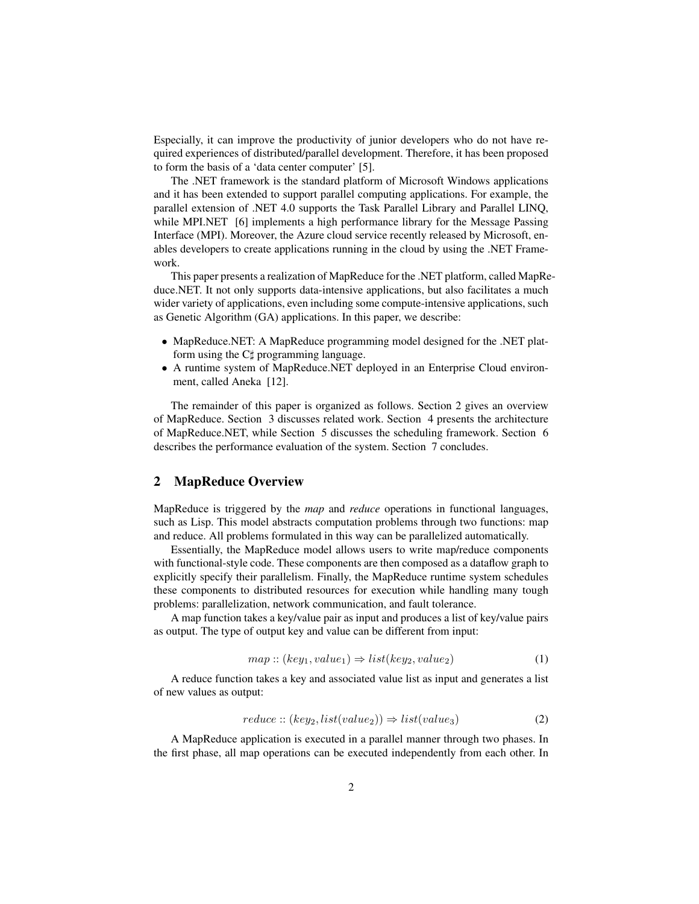Especially, it can improve the productivity of junior developers who do not have required experiences of distributed/parallel development. Therefore, it has been proposed to form the basis of a 'data center computer' [5].

The .NET framework is the standard platform of Microsoft Windows applications and it has been extended to support parallel computing applications. For example, the parallel extension of .NET 4.0 supports the Task Parallel Library and Parallel LINQ, while MPI.NET [6] implements a high performance library for the Message Passing Interface (MPI). Moreover, the Azure cloud service recently released by Microsoft, enables developers to create applications running in the cloud by using the .NET Framework.

This paper presents a realization of MapReduce for the .NET platform, called MapReduce.NET. It not only supports data-intensive applications, but also facilitates a much wider variety of applications, even including some compute-intensive applications, such as Genetic Algorithm (GA) applications. In this paper, we describe:

- MapReduce.NET: A MapReduce programming model designed for the .NET platform using the C♯ programming language.
- A runtime system of MapReduce.NET deployed in an Enterprise Cloud environment, called Aneka [12].

The remainder of this paper is organized as follows. Section 2 gives an overview of MapReduce. Section 3 discusses related work. Section 4 presents the architecture of MapReduce.NET, while Section 5 discusses the scheduling framework. Section 6 describes the performance evaluation of the system. Section 7 concludes.

## 2 MapReduce Overview

MapReduce is triggered by the *map* and *reduce* operations in functional languages, such as Lisp. This model abstracts computation problems through two functions: map and reduce. All problems formulated in this way can be parallelized automatically.

Essentially, the MapReduce model allows users to write map/reduce components with functional-style code. These components are then composed as a dataflow graph to explicitly specify their parallelism. Finally, the MapReduce runtime system schedules these components to distributed resources for execution while handling many tough problems: parallelization, network communication, and fault tolerance.

A map function takes a key/value pair as input and produces a list of key/value pairs as output. The type of output key and value can be different from input:

$$map :: (key_1, value_1) \Rightarrow list(key_2, value_2) \tag{1}$$

A reduce function takes a key and associated value list as input and generates a list of new values as output:

$$reduce :: (key_2, list(value_2)) \Rightarrow list(value_3) \tag{2}$$

A MapReduce application is executed in a parallel manner through two phases. In the first phase, all map operations can be executed independently from each other. In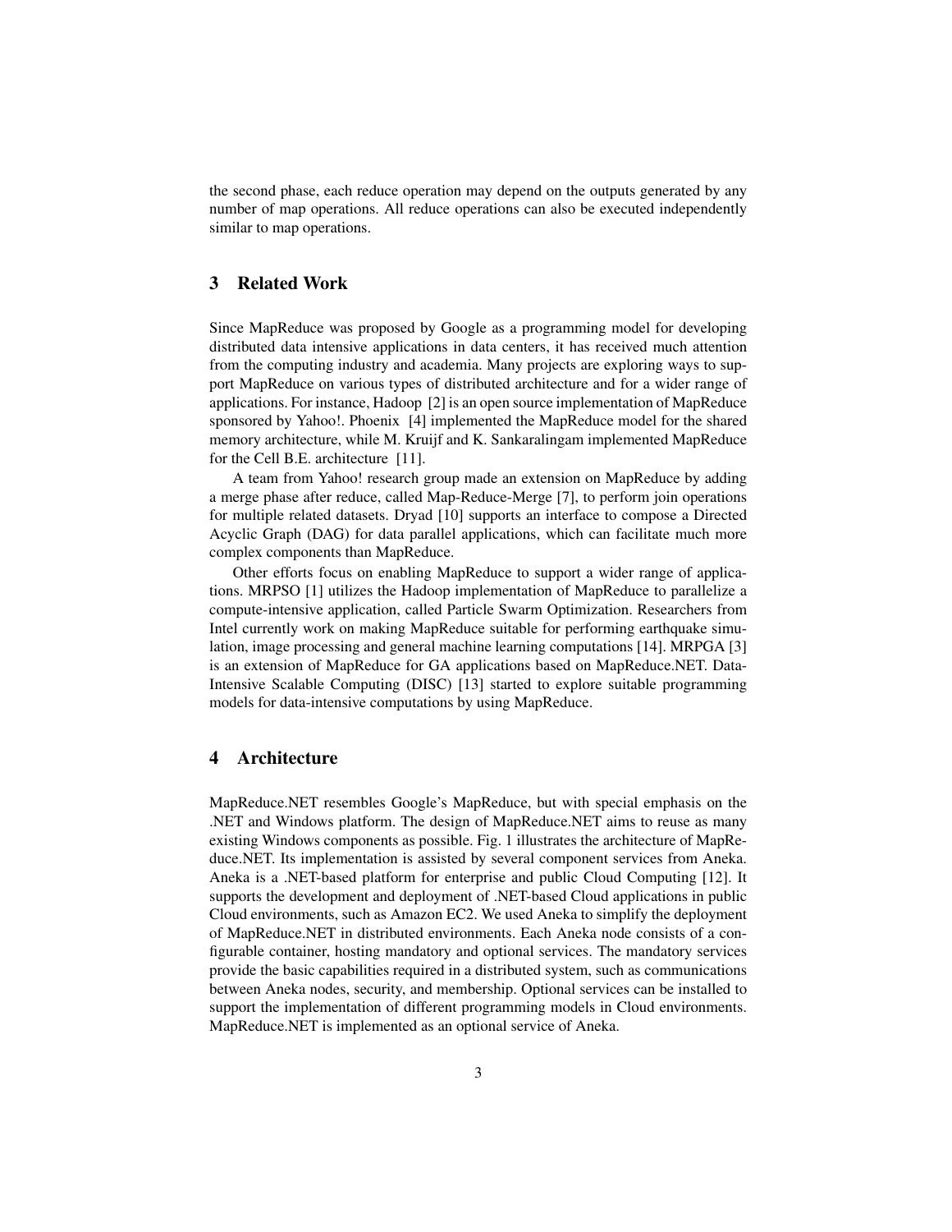the second phase, each reduce operation may depend on the outputs generated by any number of map operations. All reduce operations can also be executed independently similar to map operations.

## 3 Related Work

Since MapReduce was proposed by Google as a programming model for developing distributed data intensive applications in data centers, it has received much attention from the computing industry and academia. Many projects are exploring ways to support MapReduce on various types of distributed architecture and for a wider range of applications. For instance, Hadoop [2] is an open source implementation of MapReduce sponsored by Yahoo!. Phoenix [4] implemented the MapReduce model for the shared memory architecture, while M. Kruijf and K. Sankaralingam implemented MapReduce for the Cell B.E. architecture [11].

A team from Yahoo! research group made an extension on MapReduce by adding a merge phase after reduce, called Map-Reduce-Merge [7], to perform join operations for multiple related datasets. Dryad [10] supports an interface to compose a Directed Acyclic Graph (DAG) for data parallel applications, which can facilitate much more complex components than MapReduce.

Other efforts focus on enabling MapReduce to support a wider range of applications. MRPSO [1] utilizes the Hadoop implementation of MapReduce to parallelize a compute-intensive application, called Particle Swarm Optimization. Researchers from Intel currently work on making MapReduce suitable for performing earthquake simulation, image processing and general machine learning computations [14]. MRPGA [3] is an extension of MapReduce for GA applications based on MapReduce.NET. Data-Intensive Scalable Computing (DISC) [13] started to explore suitable programming models for data-intensive computations by using MapReduce.

## 4 Architecture

MapReduce.NET resembles Google's MapReduce, but with special emphasis on the .NET and Windows platform. The design of MapReduce.NET aims to reuse as many existing Windows components as possible. Fig. 1 illustrates the architecture of MapReduce.NET. Its implementation is assisted by several component services from Aneka. Aneka is a .NET-based platform for enterprise and public Cloud Computing [12]. It supports the development and deployment of .NET-based Cloud applications in public Cloud environments, such as Amazon EC2. We used Aneka to simplify the deployment of MapReduce.NET in distributed environments. Each Aneka node consists of a configurable container, hosting mandatory and optional services. The mandatory services provide the basic capabilities required in a distributed system, such as communications between Aneka nodes, security, and membership. Optional services can be installed to support the implementation of different programming models in Cloud environments. MapReduce.NET is implemented as an optional service of Aneka.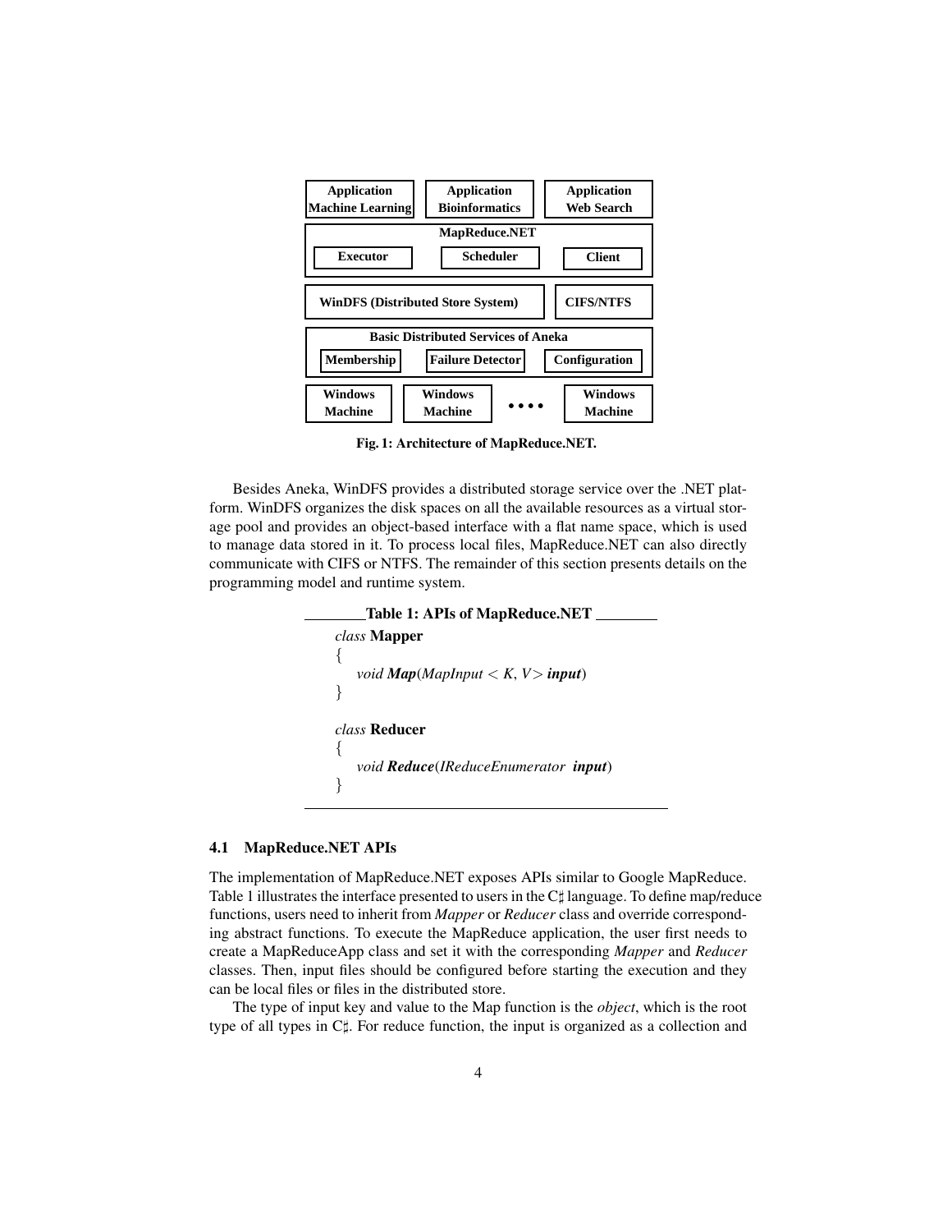| Application Machine Learning | Application Bioinformatics | Application Web Search |
|---|---|---|
| MapReduce.NET: Executor, Scheduler, Client | | |
| WinDFS (Distributed Store System) | | CIFS/NTFS |
| Basic Distributed Services of Aneka: Membership, Failure Detector, Configuration | | |
| Windows Machine | Windows Machine | .... Windows Machine |

**Fig. 1: Architecture of MapReduce.NET.**

Besides Aneka, WinDFS provides a distributed storage service over the .NET platform. WinDFS organizes the disk spaces on all the available resources as a virtual storage pool and provides an object-based interface with a flat name space, which is used to manage data stored in it. To process local files, MapReduce.NET can also directly communicate with CIFS or NTFS. The remainder of this section presents details on the programming model and runtime system.

**Table 1: APIs of MapReduce.NET**

```
class Mapper
{
    void Map(MapInput<K, V> input)
}

class Reducer
{
    void Reduce(IReduceEnumerator input)
}
```

### 4.1 MapReduce.NET APIs

The implementation of MapReduce.NET exposes APIs similar to Google MapReduce. Table 1 illustrates the interface presented to users in the C♯ language. To define map/reduce functions, users need to inherit from *Mapper* or *Reducer* class and override corresponding abstract functions. To execute the MapReduce application, the user first needs to create a MapReduceApp class and set it with the corresponding *Mapper* and *Reducer* classes. Then, input files should be configured before starting the execution and they can be local files or files in the distributed store.

The type of input key and value to the Map function is the *object*, which is the root type of all types in C♯. For reduce function, the input is organized as a collection and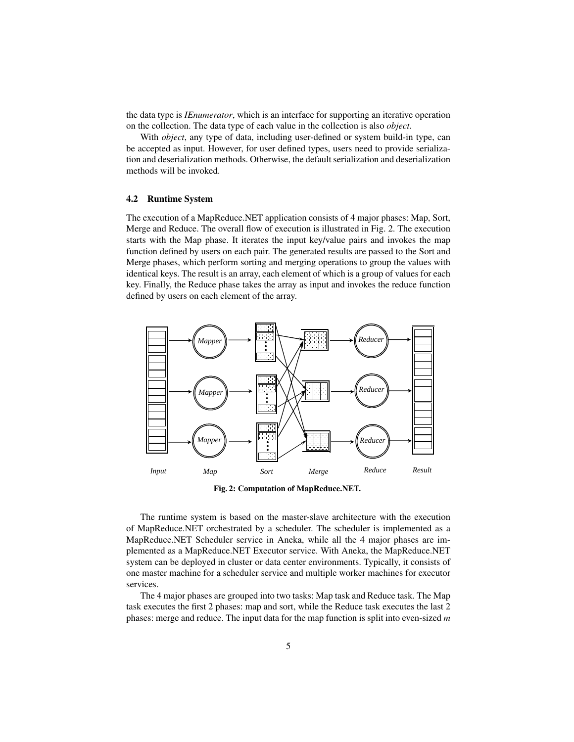the data type is *IEnumerator*, which is an interface for supporting an iterative operation on the collection. The data type of each value in the collection is also *object*.

With *object*, any type of data, including user-defined or system build-in type, can be accepted as input. However, for user defined types, users need to provide serialization and deserialization methods. Otherwise, the default serialization and deserialization methods will be invoked.

### 4.2 Runtime System

The execution of a MapReduce.NET application consists of 4 major phases: Map, Sort, Merge and Reduce. The overall flow of execution is illustrated in Fig. 2. The execution starts with the Map phase. It iterates the input key/value pairs and invokes the map function defined by users on each pair. The generated results are passed to the Sort and Merge phases, which perform sorting and merging operations to group the values with identical keys. The result is an array, each element of which is a group of values for each key. Finally, the Reduce phase takes the array as input and invokes the reduce function defined by users on each element of the array.

**Fig. 2: Computation of MapReduce.NET.**

The runtime system is based on the master-slave architecture with the execution of MapReduce.NET orchestrated by a scheduler. The scheduler is implemented as a MapReduce.NET Scheduler service in Aneka, while all the 4 major phases are implemented as a MapReduce.NET Executor service. With Aneka, the MapReduce.NET system can be deployed in cluster or data center environments. Typically, it consists of one master machine for a scheduler service and multiple worker machines for executor services.

The 4 major phases are grouped into two tasks: Map task and Reduce task. The Map task executes the first 2 phases: map and sort, while the Reduce task executes the last 2 phases: merge and reduce. The input data for the map function is split into even-sized *m*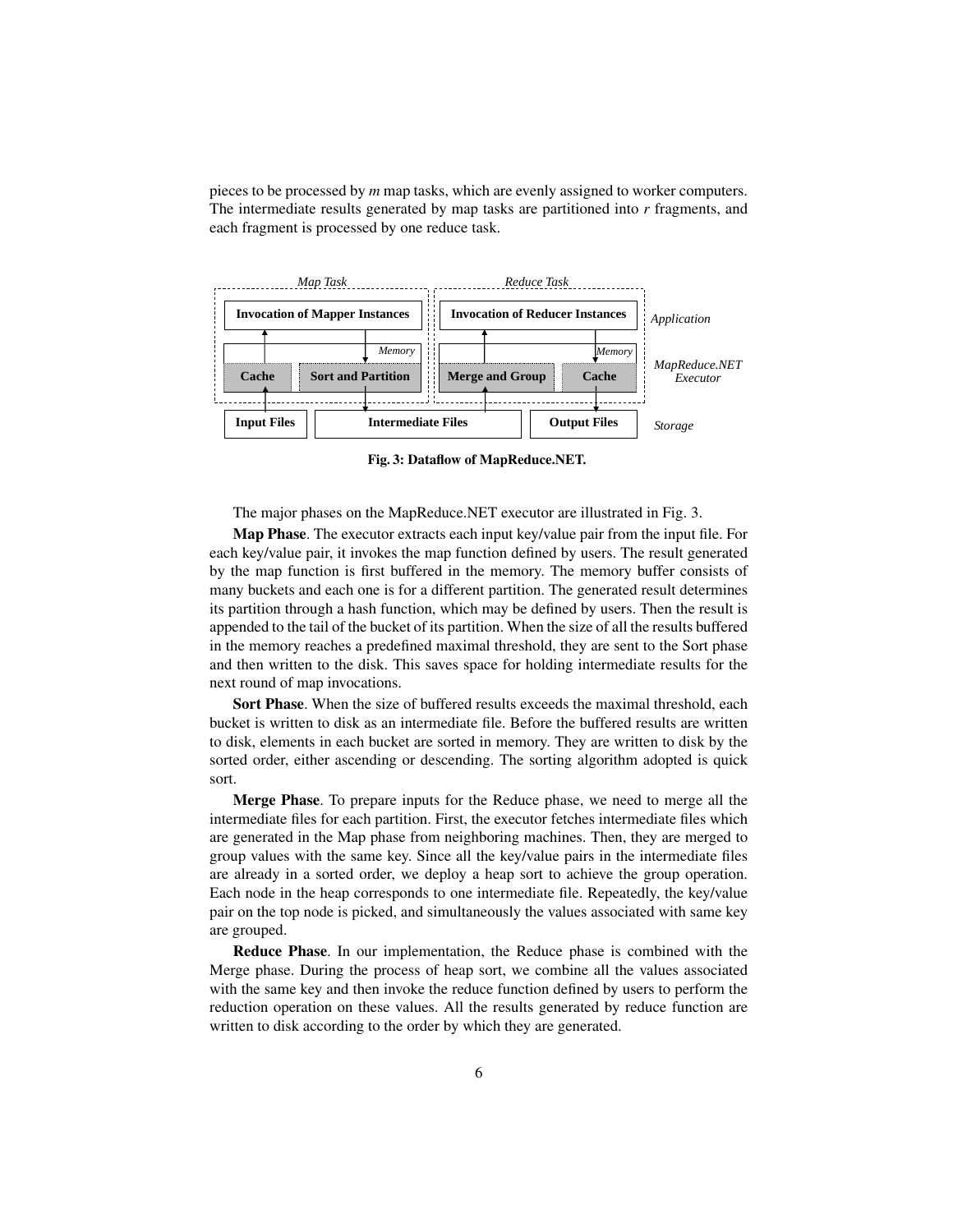pieces to be processed by *m* map tasks, which are evenly assigned to worker computers. The intermediate results generated by map tasks are partitioned into *r* fragments, and each fragment is processed by one reduce task.

**Fig. 3: Dataflow of MapReduce.NET.**

The major phases on the MapReduce.NET executor are illustrated in Fig. 3.

**Map Phase**. The executor extracts each input key/value pair from the input file. For each key/value pair, it invokes the map function defined by users. The result generated by the map function is first buffered in the memory. The memory buffer consists of many buckets and each one is for a different partition. The generated result determines its partition through a hash function, which may be defined by users. Then the result is appended to the tail of the bucket of its partition. When the size of all the results buffered in the memory reaches a predefined maximal threshold, they are sent to the Sort phase and then written to the disk. This saves space for holding intermediate results for the next round of map invocations.

**Sort Phase**. When the size of buffered results exceeds the maximal threshold, each bucket is written to disk as an intermediate file. Before the buffered results are written to disk, elements in each bucket are sorted in memory. They are written to disk by the sorted order, either ascending or descending. The sorting algorithm adopted is quick sort.

**Merge Phase**. To prepare inputs for the Reduce phase, we need to merge all the intermediate files for each partition. First, the executor fetches intermediate files which are generated in the Map phase from neighboring machines. Then, they are merged to group values with the same key. Since all the key/value pairs in the intermediate files are already in a sorted order, we deploy a heap sort to achieve the group operation. Each node in the heap corresponds to one intermediate file. Repeatedly, the key/value pair on the top node is picked, and simultaneously the values associated with same key are grouped.

**Reduce Phase**. In our implementation, the Reduce phase is combined with the Merge phase. During the process of heap sort, we combine all the values associated with the same key and then invoke the reduce function defined by users to perform the reduction operation on these values. All the results generated by reduce function are written to disk according to the order by which they are generated.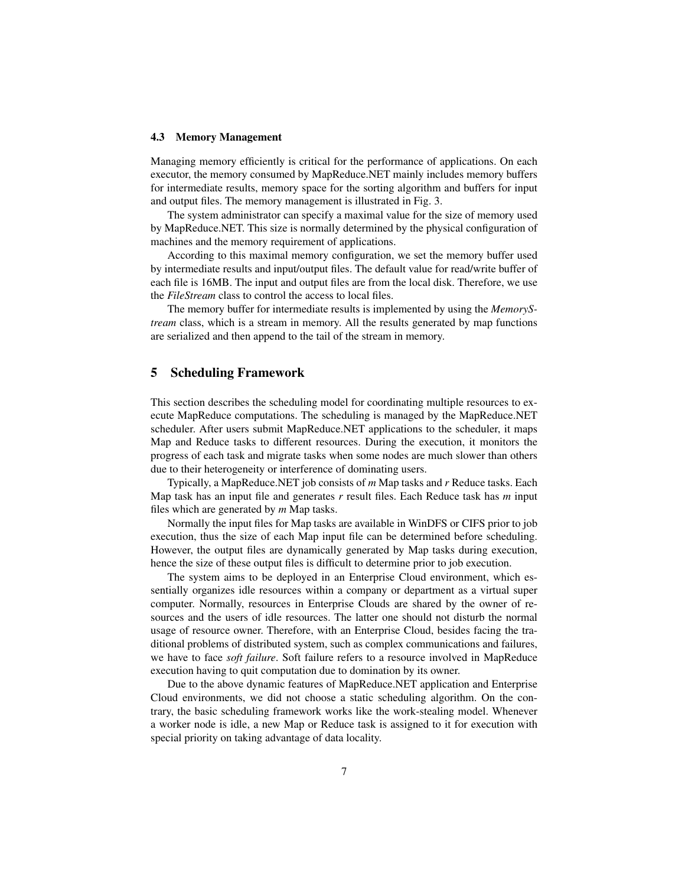### 4.3 Memory Management

Managing memory efficiently is critical for the performance of applications. On each executor, the memory consumed by MapReduce.NET mainly includes memory buffers for intermediate results, memory space for the sorting algorithm and buffers for input and output files. The memory management is illustrated in Fig. 3.

The system administrator can specify a maximal value for the size of memory used by MapReduce.NET. This size is normally determined by the physical configuration of machines and the memory requirement of applications.

According to this maximal memory configuration, we set the memory buffer used by intermediate results and input/output files. The default value for read/write buffer of each file is 16MB. The input and output files are from the local disk. Therefore, we use the *FileStream* class to control the access to local files.

The memory buffer for intermediate results is implemented by using the *MemoryStream* class, which is a stream in memory. All the results generated by map functions are serialized and then append to the tail of the stream in memory.

## 5 Scheduling Framework

This section describes the scheduling model for coordinating multiple resources to execute MapReduce computations. The scheduling is managed by the MapReduce.NET scheduler. After users submit MapReduce.NET applications to the scheduler, it maps Map and Reduce tasks to different resources. During the execution, it monitors the progress of each task and migrate tasks when some nodes are much slower than others due to their heterogeneity or interference of dominating users.

Typically, a MapReduce.NET job consists of $m$ Map tasks and $r$ Reduce tasks. Each Map task has an input file and generates $r$ result files. Each Reduce task has $m$ input files which are generated by $m$ Map tasks.

Normally the input files for Map tasks are available in WinDFS or CIFS prior to job execution, thus the size of each Map input file can be determined before scheduling. However, the output files are dynamically generated by Map tasks during execution, hence the size of these output files is difficult to determine prior to job execution.

The system aims to be deployed in an Enterprise Cloud environment, which essentially organizes idle resources within a company or department as a virtual super computer. Normally, resources in Enterprise Clouds are shared by the owner of resources and the users of idle resources. The latter one should not disturb the normal usage of resource owner. Therefore, with an Enterprise Cloud, besides facing the traditional problems of distributed system, such as complex communications and failures, we have to face *soft failure*. Soft failure refers to a resource involved in MapReduce execution having to quit computation due to domination by its owner.

Due to the above dynamic features of MapReduce.NET application and Enterprise Cloud environments, we did not choose a static scheduling algorithm. On the contrary, the basic scheduling framework works like the work-stealing model. Whenever a worker node is idle, a new Map or Reduce task is assigned to it for execution with special priority on taking advantage of data locality.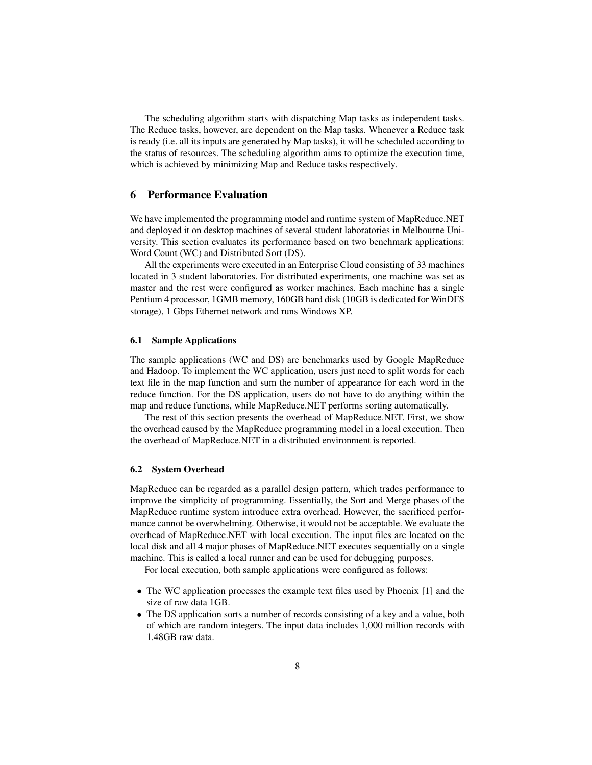The scheduling algorithm starts with dispatching Map tasks as independent tasks. The Reduce tasks, however, are dependent on the Map tasks. Whenever a Reduce task is ready (i.e. all its inputs are generated by Map tasks), it will be scheduled according to the status of resources. The scheduling algorithm aims to optimize the execution time, which is achieved by minimizing Map and Reduce tasks respectively.

## 6 Performance Evaluation

We have implemented the programming model and runtime system of MapReduce.NET and deployed it on desktop machines of several student laboratories in Melbourne University. This section evaluates its performance based on two benchmark applications: Word Count (WC) and Distributed Sort (DS).

All the experiments were executed in an Enterprise Cloud consisting of 33 machines located in 3 student laboratories. For distributed experiments, one machine was set as master and the rest were configured as worker machines. Each machine has a single Pentium 4 processor, 1GMB memory, 160GB hard disk (10GB is dedicated for WinDFS storage), 1 Gbps Ethernet network and runs Windows XP.

### 6.1 Sample Applications

The sample applications (WC and DS) are benchmarks used by Google MapReduce and Hadoop. To implement the WC application, users just need to split words for each text file in the map function and sum the number of appearance for each word in the reduce function. For the DS application, users do not have to do anything within the map and reduce functions, while MapReduce.NET performs sorting automatically.

The rest of this section presents the overhead of MapReduce.NET. First, we show the overhead caused by the MapReduce programming model in a local execution. Then the overhead of MapReduce.NET in a distributed environment is reported.

### 6.2 System Overhead

MapReduce can be regarded as a parallel design pattern, which trades performance to improve the simplicity of programming. Essentially, the Sort and Merge phases of the MapReduce runtime system introduce extra overhead. However, the sacrificed performance cannot be overwhelming. Otherwise, it would not be acceptable. We evaluate the overhead of MapReduce.NET with local execution. The input files are located on the local disk and all 4 major phases of MapReduce.NET executes sequentially on a single machine. This is called a local runner and can be used for debugging purposes.

For local execution, both sample applications were configured as follows:

- The WC application processes the example text files used by Phoenix [1] and the size of raw data 1GB.
- The DS application sorts a number of records consisting of a key and a value, both of which are random integers. The input data includes 1,000 million records with 1.48GB raw data.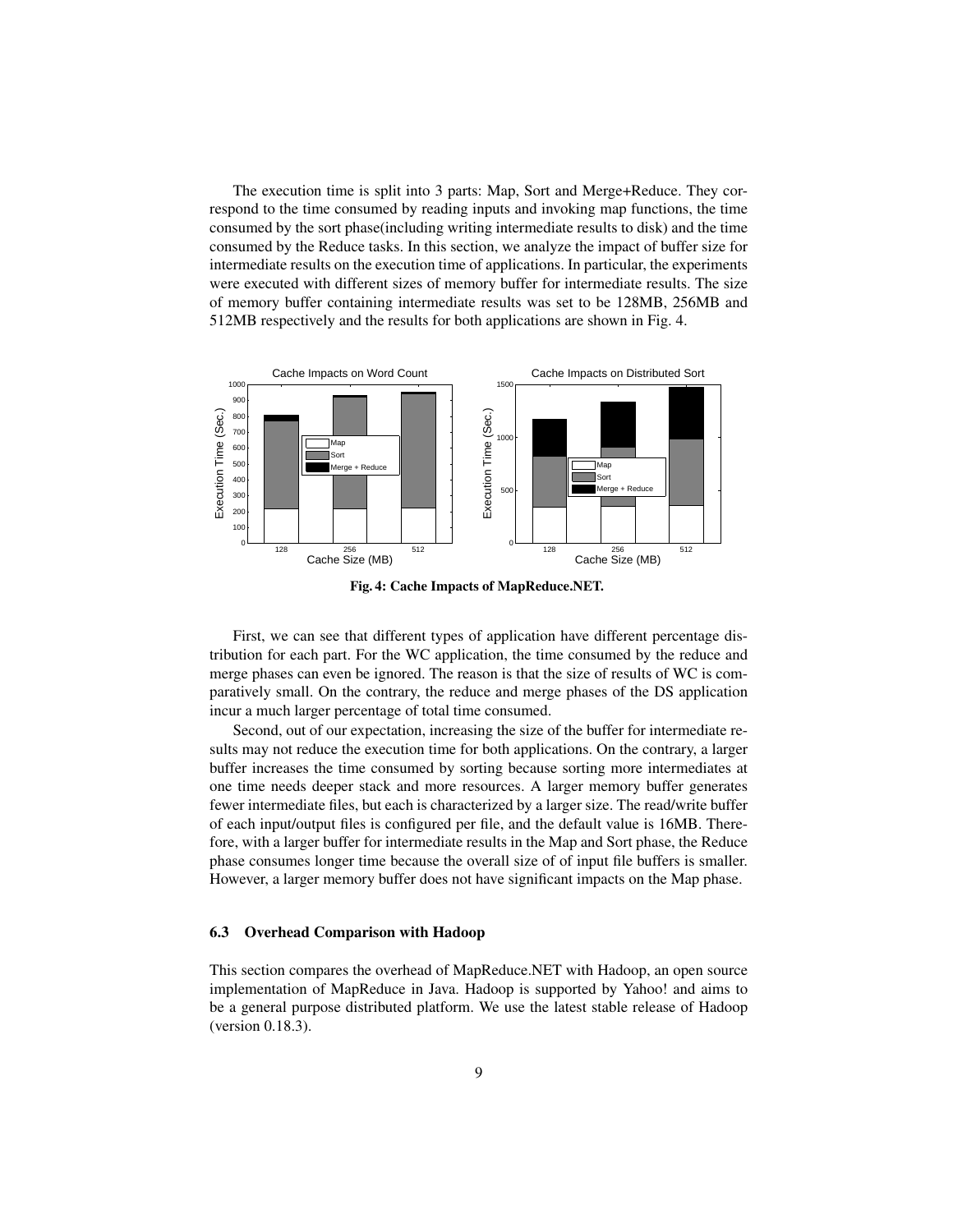The execution time is split into 3 parts: Map, Sort and Merge+Reduce. They correspond to the time consumed by reading inputs and invoking map functions, the time consumed by the sort phase(including writing intermediate results to disk) and the time consumed by the Reduce tasks. In this section, we analyze the impact of buffer size for intermediate results on the execution time of applications. In particular, the experiments were executed with different sizes of memory buffer for intermediate results. The size of memory buffer containing intermediate results was set to be 128MB, 256MB and 512MB respectively and the results for both applications are shown in Fig. 4.

**Fig. 4: Cache Impacts of MapReduce.NET.**

First, we can see that different types of application have different percentage distribution for each part. For the WC application, the time consumed by the reduce and merge phases can even be ignored. The reason is that the size of results of WC is comparatively small. On the contrary, the reduce and merge phases of the DS application incur a much larger percentage of total time consumed.

Second, out of our expectation, increasing the size of the buffer for intermediate results may not reduce the execution time for both applications. On the contrary, a larger buffer increases the time consumed by sorting because sorting more intermediates at one time needs deeper stack and more resources. A larger memory buffer generates fewer intermediate files, but each is characterized by a larger size. The read/write buffer of each input/output files is configured per file, and the default value is 16MB. Therefore, with a larger buffer for intermediate results in the Map and Sort phase, the Reduce phase consumes longer time because the overall size of of input file buffers is smaller. However, a larger memory buffer does not have significant impacts on the Map phase.

### 6.3 Overhead Comparison with Hadoop

This section compares the overhead of MapReduce.NET with Hadoop, an open source implementation of MapReduce in Java. Hadoop is supported by Yahoo! and aims to be a general purpose distributed platform. We use the latest stable release of Hadoop (version 0.18.3).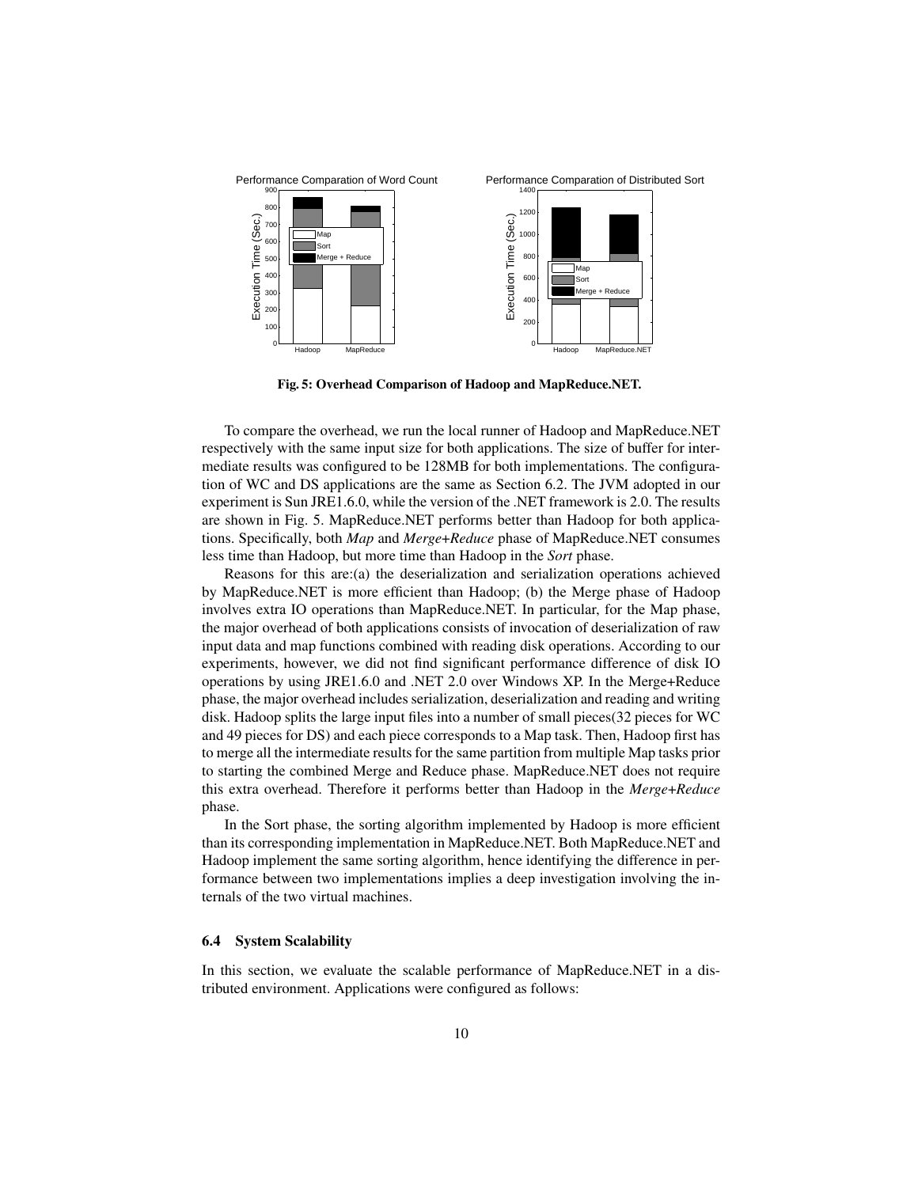Fig. 5: Overhead Comparison of Hadoop and MapReduce.NET.

To compare the overhead, we run the local runner of Hadoop and MapReduce.NET respectively with the same input size for both applications. The size of buffer for intermediate results was configured to be 128MB for both implementations. The configuration of WC and DS applications are the same as Section 6.2. The JVM adopted in our experiment is Sun JRE1.6.0, while the version of the .NET framework is 2.0. The results are shown in Fig. 5. MapReduce.NET performs better than Hadoop for both applications. Specifically, both *Map* and *Merge+Reduce* phase of MapReduce.NET consumes less time than Hadoop, but more time than Hadoop in the *Sort* phase.

Reasons for this are:(a) the deserialization and serialization operations achieved by MapReduce.NET is more efficient than Hadoop; (b) the Merge phase of Hadoop involves extra IO operations than MapReduce.NET. In particular, for the Map phase, the major overhead of both applications consists of invocation of deserialization of raw input data and map functions combined with reading disk operations. According to our experiments, however, we did not find significant performance difference of disk IO operations by using JRE1.6.0 and .NET 2.0 over Windows XP. In the Merge+Reduce phase, the major overhead includes serialization, deserialization and reading and writing disk. Hadoop splits the large input files into a number of small pieces(32 pieces for WC and 49 pieces for DS) and each piece corresponds to a Map task. Then, Hadoop first has to merge all the intermediate results for the same partition from multiple Map tasks prior to starting the combined Merge and Reduce phase. MapReduce.NET does not require this extra overhead. Therefore it performs better than Hadoop in the *Merge+Reduce* phase.

In the Sort phase, the sorting algorithm implemented by Hadoop is more efficient than its corresponding implementation in MapReduce.NET. Both MapReduce.NET and Hadoop implement the same sorting algorithm, hence identifying the difference in performance between two implementations implies a deep investigation involving the internals of the two virtual machines.

### 6.4 System Scalability

In this section, we evaluate the scalable performance of MapReduce.NET in a distributed environment. Applications were configured as follows: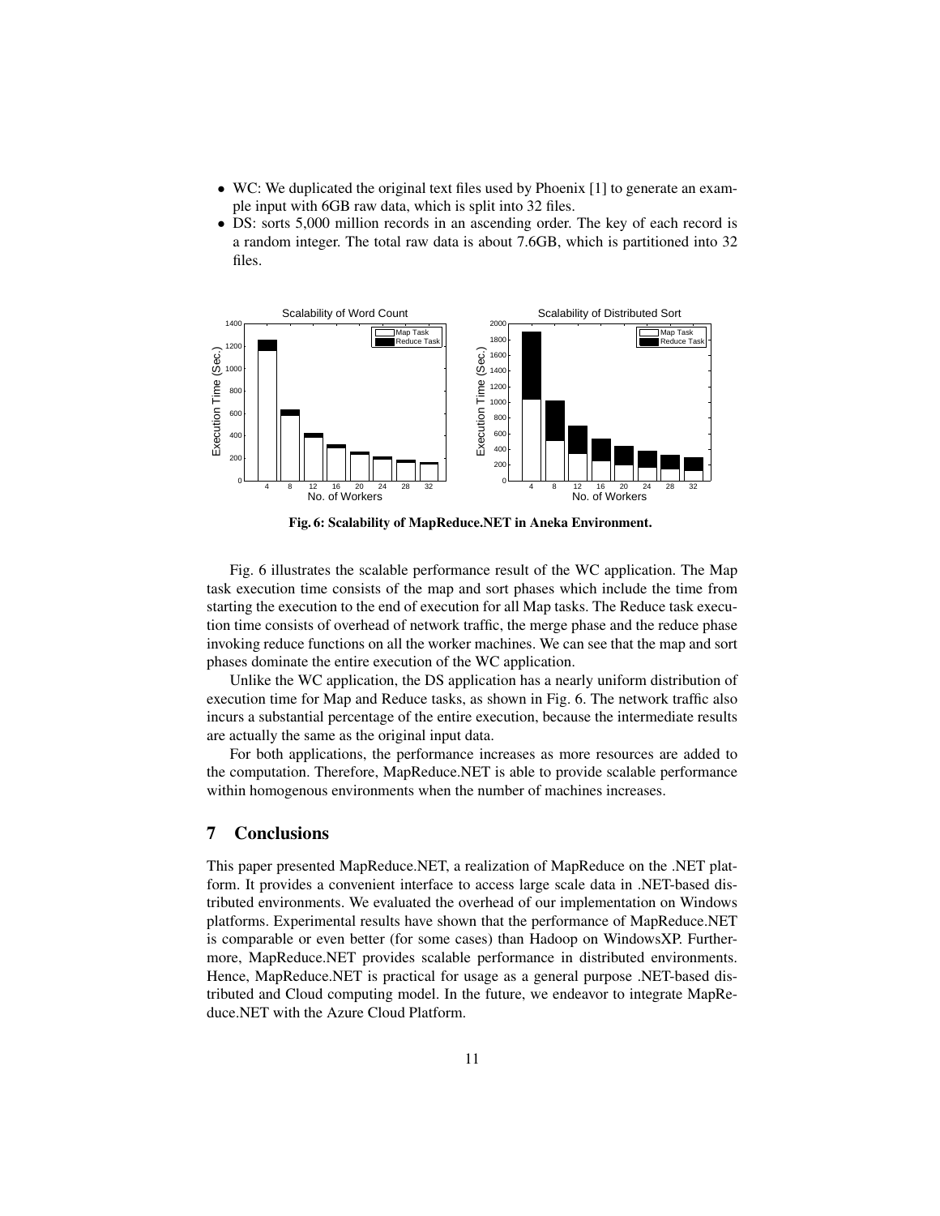- WC: We duplicated the original text files used by Phoenix [1] to generate an example input with 6GB raw data, which is split into 32 files.
- DS: sorts 5,000 million records in an ascending order. The key of each record is a random integer. The total raw data is about 7.6GB, which is partitioned into 32 files.

Scalability of Word Count

Execution Time (Sec.)

1400
1200
1000
800
600
400
200
0

4 8 12 16 20 24 28 32

No. of Workers

Map Task
Reduce Task

Scalability of Distributed Sort

Execution Time (Sec.)

2000
1800
1600
1400
1200
1000
800
600
400
200
0

4 8 12 16 20 24 28 32

No. of Workers

Map Task
Reduce Task

**Fig. 6: Scalability of MapReduce.NET in Aneka Environment.**

Fig. 6 illustrates the scalable performance result of the WC application. The Map task execution time consists of the map and sort phases which include the time from starting the execution to the end of execution for all Map tasks. The Reduce task execution time consists of overhead of network traffic, the merge phase and the reduce phase invoking reduce functions on all the worker machines. We can see that the map and sort phases dominate the entire execution of the WC application.

Unlike the WC application, the DS application has a nearly uniform distribution of execution time for Map and Reduce tasks, as shown in Fig. 6. The network traffic also incurs a substantial percentage of the entire execution, because the intermediate results are actually the same as the original input data.

For both applications, the performance increases as more resources are added to the computation. Therefore, MapReduce.NET is able to provide scalable performance within homogenous environments when the number of machines increases.

## 7 Conclusions

This paper presented MapReduce.NET, a realization of MapReduce on the .NET platform. It provides a convenient interface to access large scale data in .NET-based distributed environments. We evaluated the overhead of our implementation on Windows platforms. Experimental results have shown that the performance of MapReduce.NET is comparable or even better (for some cases) than Hadoop on WindowsXP. Furthermore, MapReduce.NET provides scalable performance in distributed environments. Hence, MapReduce.NET is practical for usage as a general purpose .NET-based distributed and Cloud computing model. In the future, we endeavor to integrate MapReduce.NET with the Azure Cloud Platform.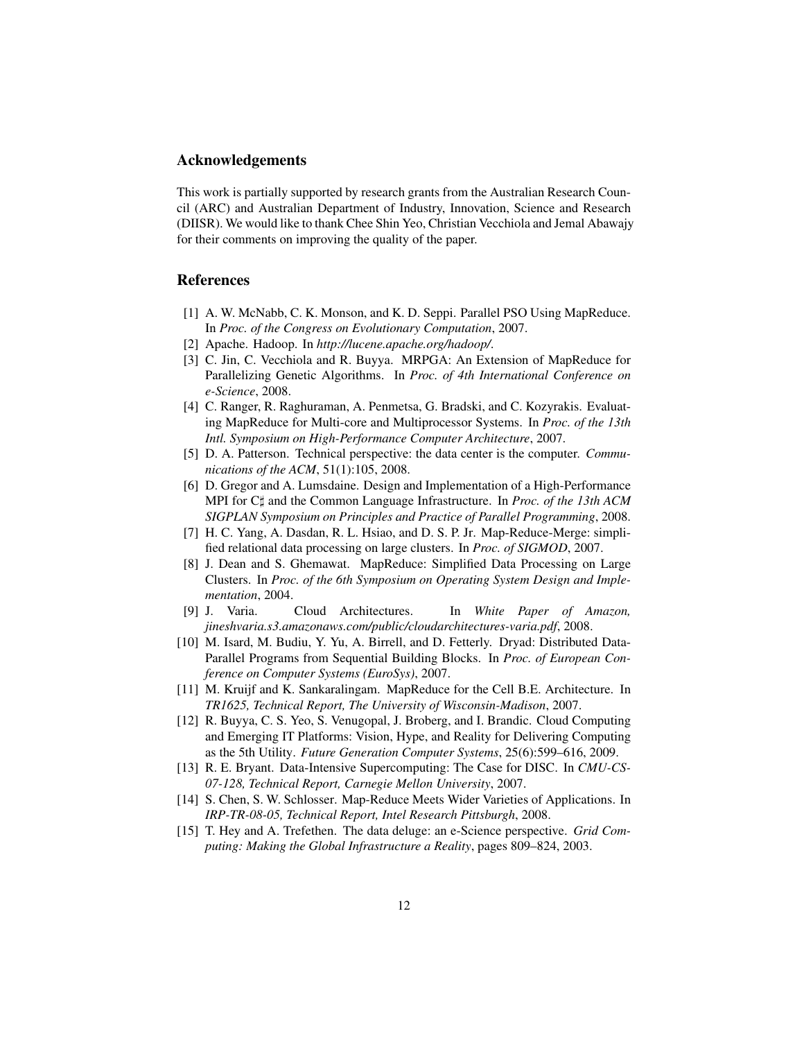## Acknowledgements

This work is partially supported by research grants from the Australian Research Council (ARC) and Australian Department of Industry, Innovation, Science and Research (DIISR). We would like to thank Chee Shin Yeo, Christian Vecchiola and Jemal Abawajy for their comments on improving the quality of the paper.

## References

[1] A. W. McNabb, C. K. Monson, and K. D. Seppi. Parallel PSO Using MapReduce. In *Proc. of the Congress on Evolutionary Computation*, 2007.

[2] Apache. Hadoop. In *http://lucene.apache.org/hadoop/*.

[3] C. Jin, C. Vecchiola and R. Buyya. MRPGA: An Extension of MapReduce for Parallelizing Genetic Algorithms. In *Proc. of 4th International Conference on e-Science*, 2008.

[4] C. Ranger, R. Raghuraman, A. Penmetsa, G. Bradski, and C. Kozyrakis. Evaluating MapReduce for Multi-core and Multiprocessor Systems. In *Proc. of the 13th Intl. Symposium on High-Performance Computer Architecture*, 2007.

[5] D. A. Patterson. Technical perspective: the data center is the computer. *Communications of the ACM*, 51(1):105, 2008.

[6] D. Gregor and A. Lumsdaine. Design and Implementation of a High-Performance MPI for C♯ and the Common Language Infrastructure. In *Proc. of the 13th ACM SIGPLAN Symposium on Principles and Practice of Parallel Programming*, 2008.

[7] H. C. Yang, A. Dasdan, R. L. Hsiao, and D. S. P. Jr. Map-Reduce-Merge: simplified relational data processing on large clusters. In *Proc. of SIGMOD*, 2007.

[8] J. Dean and S. Ghemawat. MapReduce: Simplified Data Processing on Large Clusters. In *Proc. of the 6th Symposium on Operating System Design and Implementation*, 2004.

[9] J. Varia. Cloud Architectures. In *White Paper of Amazon, jineshvaria.s3.amazonaws.com/public/cloudarchitectures-varia.pdf*, 2008.

[10] M. Isard, M. Budiu, Y. Yu, A. Birrell, and D. Fetterly. Dryad: Distributed Data-Parallel Programs from Sequential Building Blocks. In *Proc. of European Conference on Computer Systems (EuroSys)*, 2007.

[11] M. Kruijf and K. Sankaralingam. MapReduce for the Cell B.E. Architecture. In *TR1625, Technical Report, The University of Wisconsin-Madison*, 2007.

[12] R. Buyya, C. S. Yeo, S. Venugopal, J. Broberg, and I. Brandic. Cloud Computing and Emerging IT Platforms: Vision, Hype, and Reality for Delivering Computing as the 5th Utility. *Future Generation Computer Systems*, 25(6):599–616, 2009.

[13] R. E. Bryant. Data-Intensive Supercomputing: The Case for DISC. In *CMU-CS-07-128, Technical Report, Carnegie Mellon University*, 2007.

[14] S. Chen, S. W. Schlosser. Map-Reduce Meets Wider Varieties of Applications. In *IRP-TR-08-05, Technical Report, Intel Research Pittsburgh*, 2008.

[15] T. Hey and A. Trefethen. The data deluge: an e-Science perspective. *Grid Computing: Making the Global Infrastructure a Reality*, pages 809–824, 2003.